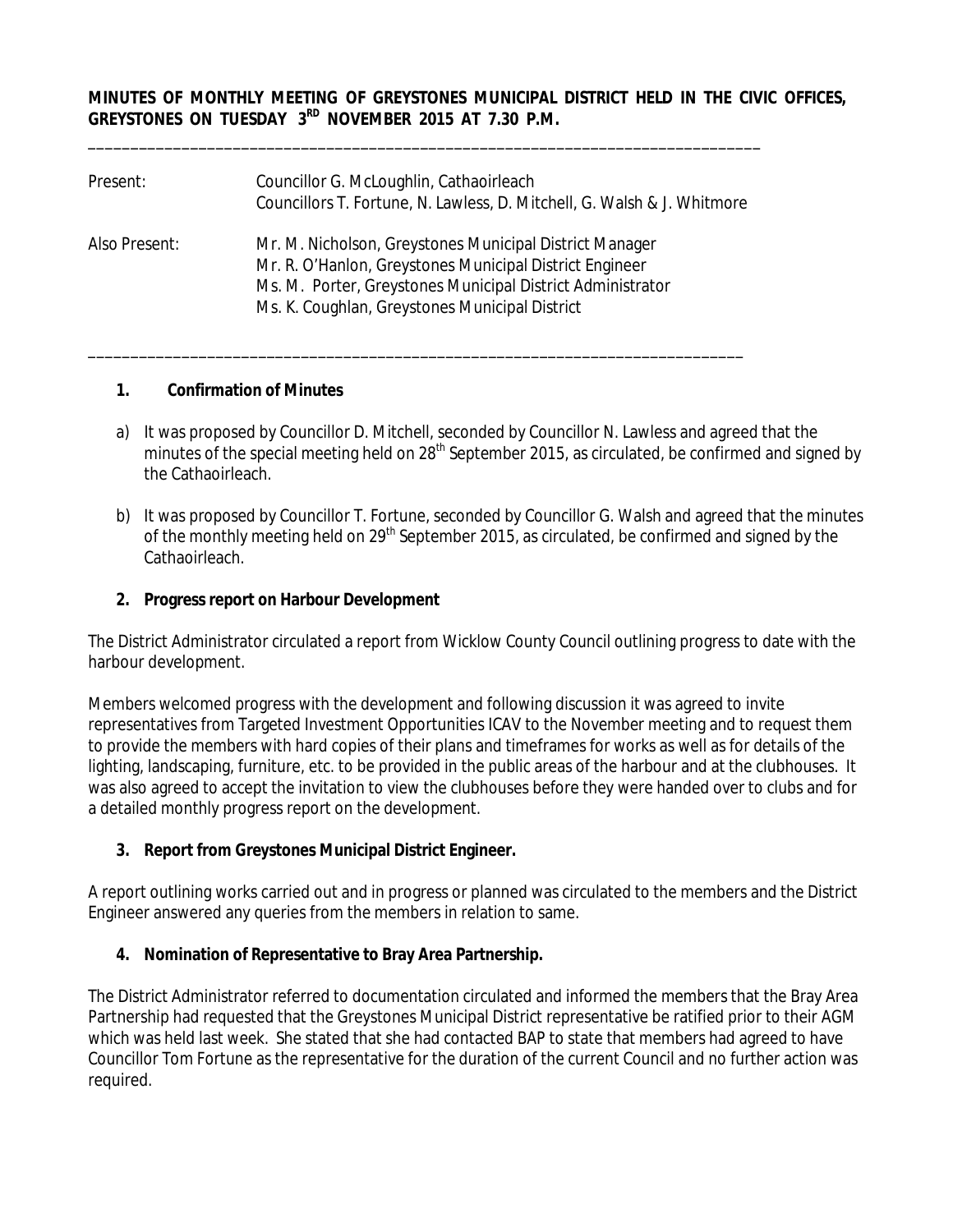**MINUTES OF MONTHLY MEETING OF GREYSTONES MUNICIPAL DISTRICT HELD IN THE CIVIC OFFICES, GREYSTONES ON TUESDAY 3RD NOVEMBER 2015 AT 7.30 P.M.**

---

Present: Councillor G. McLoughlin, Cathaoirleach
Councillors T. Fortune, N. Lawless, D. Mitchell, G. Walsh & J. Whitmore

Also Present: Mr. M. Nicholson, Greystones Municipal District Manager
Mr. R. O'Hanlon, Greystones Municipal District Engineer
Ms. M. Porter, Greystones Municipal District Administrator
Ms. K. Coughlan, Greystones Municipal District

---

**1. Confirmation of Minutes**

a) It was proposed by Councillor D. Mitchell, seconded by Councillor N. Lawless and agreed that the minutes of the special meeting held on 28th September 2015, as circulated, be confirmed and signed by the Cathaoirleach.

b) It was proposed by Councillor T. Fortune, seconded by Councillor G. Walsh and agreed that the minutes of the monthly meeting held on 29th September 2015, as circulated, be confirmed and signed by the Cathaoirleach.

**2. Progress report on Harbour Development**

The District Administrator circulated a report from Wicklow County Council outlining progress to date with the harbour development.

Members welcomed progress with the development and following discussion it was agreed to invite representatives from Targeted Investment Opportunities ICAV to the November meeting and to request them to provide the members with hard copies of their plans and timeframes for works as well as for details of the lighting, landscaping, furniture, etc. to be provided in the public areas of the harbour and at the clubhouses. It was also agreed to accept the invitation to view the clubhouses before they were handed over to clubs and for a detailed monthly progress report on the development.

**3. Report from Greystones Municipal District Engineer.**

A report outlining works carried out and in progress or planned was circulated to the members and the District Engineer answered any queries from the members in relation to same.

**4. Nomination of Representative to Bray Area Partnership.**

The District Administrator referred to documentation circulated and informed the members that the Bray Area Partnership had requested that the Greystones Municipal District representative be ratified prior to their AGM which was held last week. She stated that she had contacted BAP to state that members had agreed to have Councillor Tom Fortune as the representative for the duration of the current Council and no further action was required.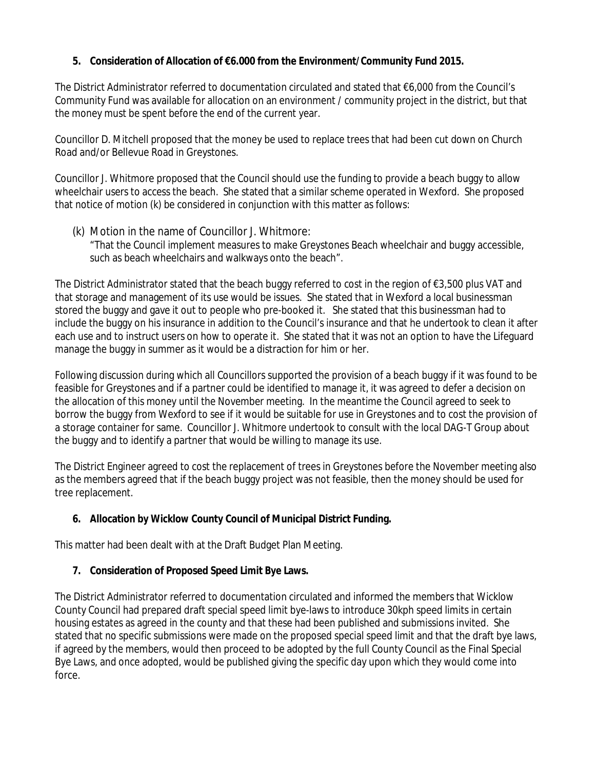**5. Consideration of Allocation of €6.000 from the Environment/Community Fund 2015.**

The District Administrator referred to documentation circulated and stated that €6,000 from the Council's Community Fund was available for allocation on an environment / community project in the district, but that the money must be spent before the end of the current year.

Councillor D. Mitchell proposed that the money be used to replace trees that had been cut down on Church Road and/or Bellevue Road in Greystones.

Councillor J. Whitmore proposed that the Council should use the funding to provide a beach buggy to allow wheelchair users to access the beach. She stated that a similar scheme operated in Wexford. She proposed that notice of motion (k) be considered in conjunction with this matter as follows:

(k) Motion in the name of Councillor J. Whitmore:
"That the Council implement measures to make Greystones Beach wheelchair and buggy accessible, such as beach wheelchairs and walkways onto the beach".

The District Administrator stated that the beach buggy referred to cost in the region of €3,500 plus VAT and that storage and management of its use would be issues. She stated that in Wexford a local businessman stored the buggy and gave it out to people who pre-booked it. She stated that this businessman had to include the buggy on his insurance in addition to the Council's insurance and that he undertook to clean it after each use and to instruct users on how to operate it. She stated that it was not an option to have the Lifeguard manage the buggy in summer as it would be a distraction for him or her.

Following discussion during which all Councillors supported the provision of a beach buggy if it was found to be feasible for Greystones and if a partner could be identified to manage it, it was agreed to defer a decision on the allocation of this money until the November meeting. In the meantime the Council agreed to seek to borrow the buggy from Wexford to see if it would be suitable for use in Greystones and to cost the provision of a storage container for same. Councillor J. Whitmore undertook to consult with the local DAG-T Group about the buggy and to identify a partner that would be willing to manage its use.

The District Engineer agreed to cost the replacement of trees in Greystones before the November meeting also as the members agreed that if the beach buggy project was not feasible, then the money should be used for tree replacement.

**6. Allocation by Wicklow County Council of Municipal District Funding.**

This matter had been dealt with at the Draft Budget Plan Meeting.

**7. Consideration of Proposed Speed Limit Bye Laws.**

The District Administrator referred to documentation circulated and informed the members that Wicklow County Council had prepared draft special speed limit bye-laws to introduce 30kph speed limits in certain housing estates as agreed in the county and that these had been published and submissions invited. She stated that no specific submissions were made on the proposed special speed limit and that the draft bye laws, if agreed by the members, would then proceed to be adopted by the full County Council as the Final Special Bye Laws, and once adopted, would be published giving the specific day upon which they would come into force.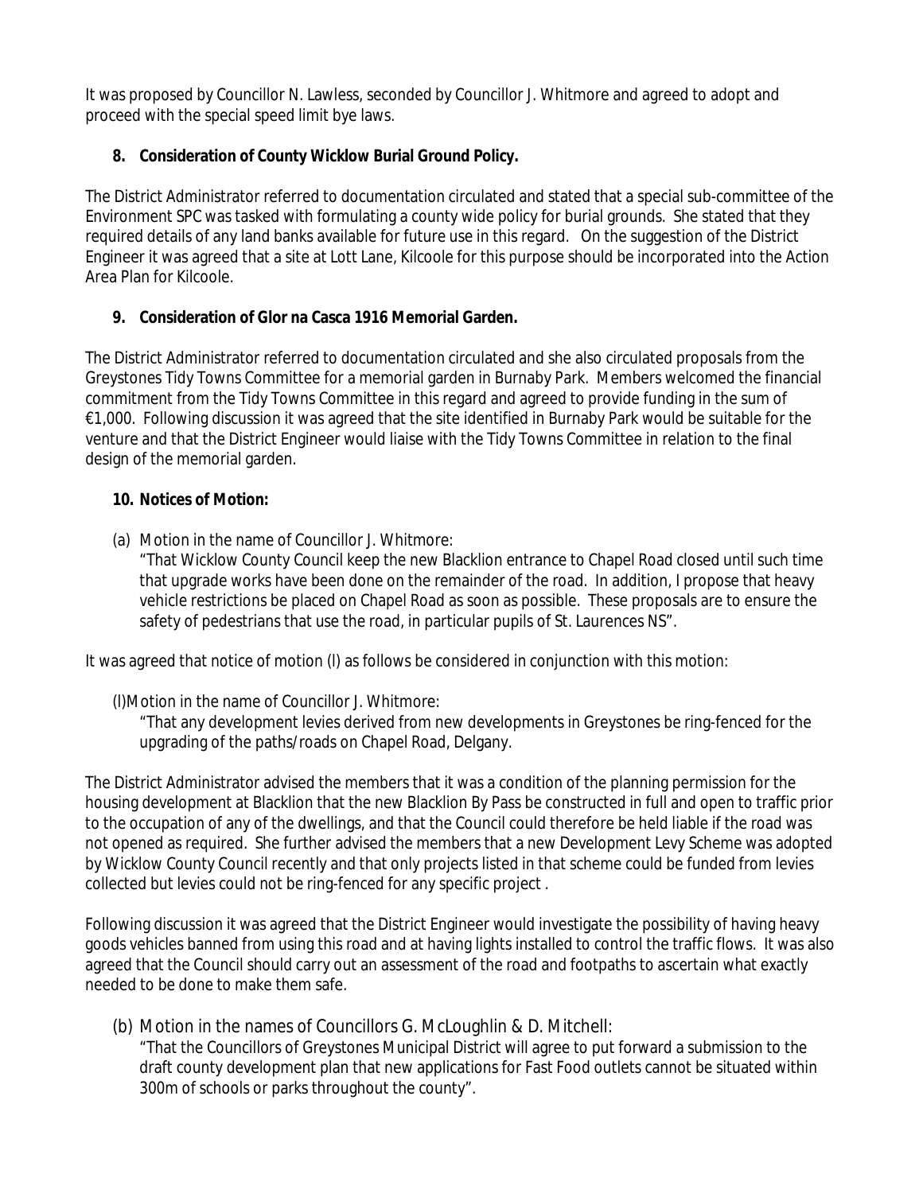It was proposed by Councillor N. Lawless, seconded by Councillor J. Whitmore and agreed to adopt and proceed with the special speed limit bye laws.

**8. Consideration of County Wicklow Burial Ground Policy.**

The District Administrator referred to documentation circulated and stated that a special sub-committee of the Environment SPC was tasked with formulating a county wide policy for burial grounds. She stated that they required details of any land banks available for future use in this regard. On the suggestion of the District Engineer it was agreed that a site at Lott Lane, Kilcoole for this purpose should be incorporated into the Action Area Plan for Kilcoole.

**9. Consideration of Glor na Casca 1916 Memorial Garden.**

The District Administrator referred to documentation circulated and she also circulated proposals from the Greystones Tidy Towns Committee for a memorial garden in Burnaby Park. Members welcomed the financial commitment from the Tidy Towns Committee in this regard and agreed to provide funding in the sum of €1,000. Following discussion it was agreed that the site identified in Burnaby Park would be suitable for the venture and that the District Engineer would liaise with the Tidy Towns Committee in relation to the final design of the memorial garden.

**10. Notices of Motion:**

(a) Motion in the name of Councillor J. Whitmore:
"That Wicklow County Council keep the new Blacklion entrance to Chapel Road closed until such time that upgrade works have been done on the remainder of the road. In addition, I propose that heavy vehicle restrictions be placed on Chapel Road as soon as possible. These proposals are to ensure the safety of pedestrians that use the road, in particular pupils of St. Laurences NS".

It was agreed that notice of motion (l) as follows be considered in conjunction with this motion:

(l)Motion in the name of Councillor J. Whitmore:
"That any development levies derived from new developments in Greystones be ring-fenced for the upgrading of the paths/roads on Chapel Road, Delgany.

The District Administrator advised the members that it was a condition of the planning permission for the housing development at Blacklion that the new Blacklion By Pass be constructed in full and open to traffic prior to the occupation of any of the dwellings, and that the Council could therefore be held liable if the road was not opened as required. She further advised the members that a new Development Levy Scheme was adopted by Wicklow County Council recently and that only projects listed in that scheme could be funded from levies collected but levies could not be ring-fenced for any specific project .

Following discussion it was agreed that the District Engineer would investigate the possibility of having heavy goods vehicles banned from using this road and at having lights installed to control the traffic flows. It was also agreed that the Council should carry out an assessment of the road and footpaths to ascertain what exactly needed to be done to make them safe.

(b) Motion in the names of Councillors G. McLoughlin & D. Mitchell:
"That the Councillors of Greystones Municipal District will agree to put forward a submission to the draft county development plan that new applications for Fast Food outlets cannot be situated within 300m of schools or parks throughout the county".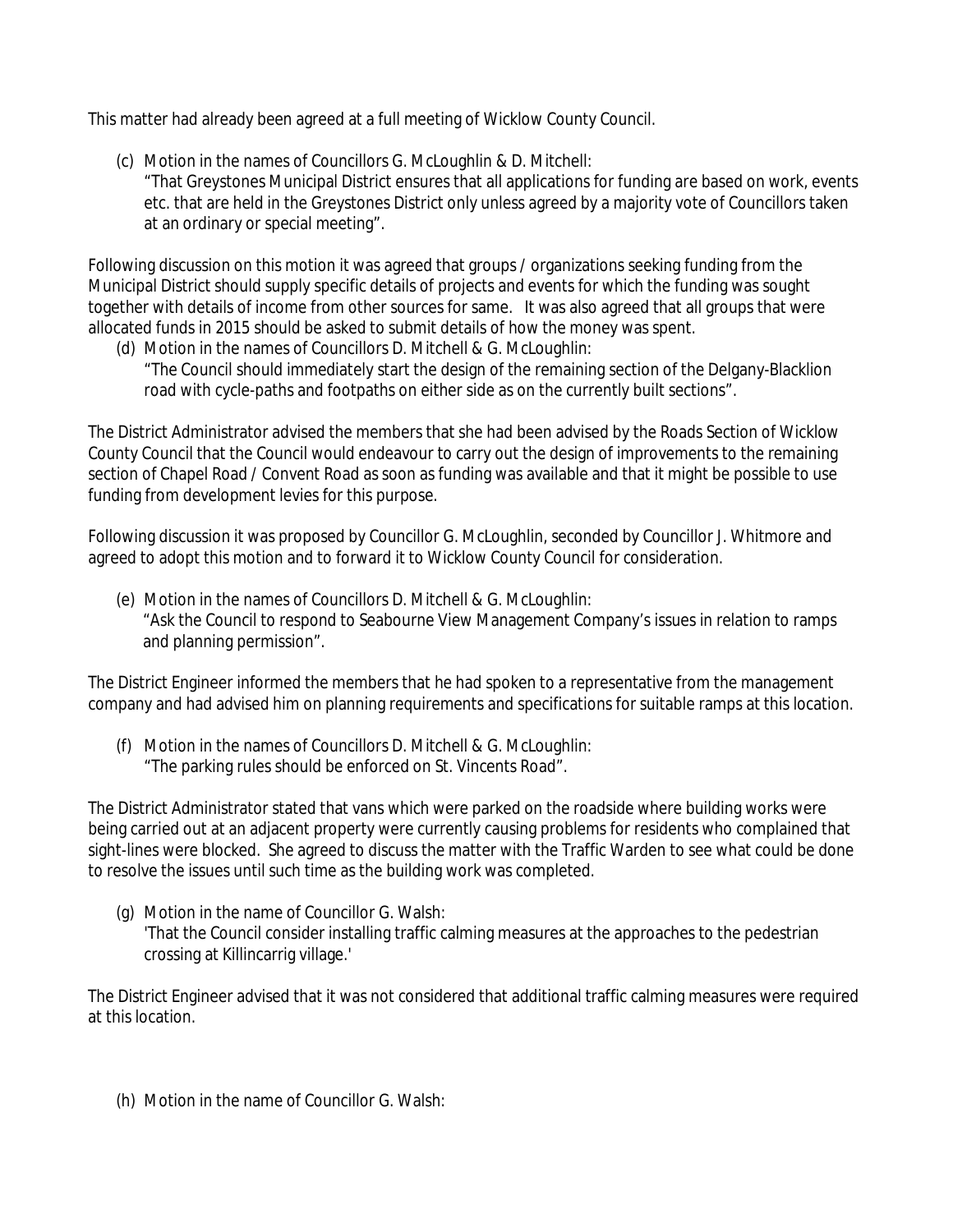This matter had already been agreed at a full meeting of Wicklow County Council.

(c) Motion in the names of Councillors G. McLoughlin & D. Mitchell:
"That Greystones Municipal District ensures that all applications for funding are based on work, events etc. that are held in the Greystones District only unless agreed by a majority vote of Councillors taken at an ordinary or special meeting".

Following discussion on this motion it was agreed that groups / organizations seeking funding from the Municipal District should supply specific details of projects and events for which the funding was sought together with details of income from other sources for same. It was also agreed that all groups that were allocated funds in 2015 should be asked to submit details of how the money was spent.

(d) Motion in the names of Councillors D. Mitchell & G. McLoughlin:
"The Council should immediately start the design of the remaining section of the Delgany-Blacklion road with cycle-paths and footpaths on either side as on the currently built sections".

The District Administrator advised the members that she had been advised by the Roads Section of Wicklow County Council that the Council would endeavour to carry out the design of improvements to the remaining section of Chapel Road / Convent Road as soon as funding was available and that it might be possible to use funding from development levies for this purpose.

Following discussion it was proposed by Councillor G. McLoughlin, seconded by Councillor J. Whitmore and agreed to adopt this motion and to forward it to Wicklow County Council for consideration.

(e) Motion in the names of Councillors D. Mitchell & G. McLoughlin:
"Ask the Council to respond to Seabourne View Management Company's issues in relation to ramps and planning permission".

The District Engineer informed the members that he had spoken to a representative from the management company and had advised him on planning requirements and specifications for suitable ramps at this location.

(f) Motion in the names of Councillors D. Mitchell & G. McLoughlin:
"The parking rules should be enforced on St. Vincents Road".

The District Administrator stated that vans which were parked on the roadside where building works were being carried out at an adjacent property were currently causing problems for residents who complained that sight-lines were blocked. She agreed to discuss the matter with the Traffic Warden to see what could be done to resolve the issues until such time as the building work was completed.

(g) Motion in the name of Councillor G. Walsh:
'That the Council consider installing traffic calming measures at the approaches to the pedestrian crossing at Killincarrig village.'

The District Engineer advised that it was not considered that additional traffic calming measures were required at this location.

(h) Motion in the name of Councillor G. Walsh: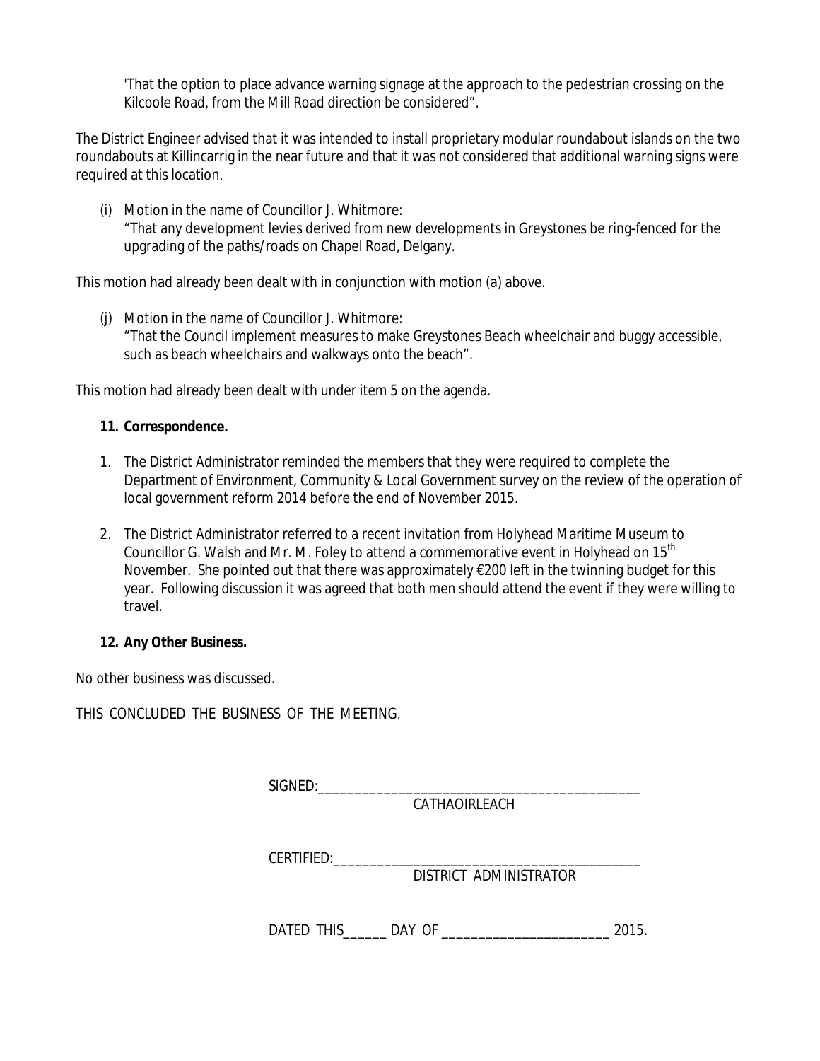'That the option to place advance warning signage at the approach to the pedestrian crossing on the Kilcoole Road, from the Mill Road direction be considered".

The District Engineer advised that it was intended to install proprietary modular roundabout islands on the two roundabouts at Killincarrig in the near future and that it was not considered that additional warning signs were required at this location.

(i) Motion in the name of Councillor J. Whitmore:
"That any development levies derived from new developments in Greystones be ring-fenced for the upgrading of the paths/roads on Chapel Road, Delgany.

This motion had already been dealt with in conjunction with motion (a) above.

(j) Motion in the name of Councillor J. Whitmore:
"That the Council implement measures to make Greystones Beach wheelchair and buggy accessible, such as beach wheelchairs and walkways onto the beach".

This motion had already been dealt with under item 5 on the agenda.

**11. Correspondence.**

1. The District Administrator reminded the members that they were required to complete the Department of Environment, Community & Local Government survey on the review of the operation of local government reform 2014 before the end of November 2015.

2. The District Administrator referred to a recent invitation from Holyhead Maritime Museum to Councillor G. Walsh and Mr. M. Foley to attend a commemorative event in Holyhead on 15th November. She pointed out that there was approximately €200 left in the twinning budget for this year. Following discussion it was agreed that both men should attend the event if they were willing to travel.

**12. Any Other Business.**

No other business was discussed.

THIS CONCLUDED THE BUSINESS OF THE MEETING.

SIGNED:\_\_\_\_\_\_\_\_\_\_\_\_\_\_\_\_\_\_\_\_\_\_\_\_\_\_\_\_\_\_\_\_\_\_\_\_\_\_\_\_\_\_\_\_
CATHAOIRLEACH

CERTIFIED:\_\_\_\_\_\_\_\_\_\_\_\_\_\_\_\_\_\_\_\_\_\_\_\_\_\_\_\_\_\_\_\_\_\_\_\_\_\_\_\_\_\_
DISTRICT ADMINISTRATOR

DATED THIS\_\_\_\_\_\_ DAY OF \_\_\_\_\_\_\_\_\_\_\_\_\_\_\_\_\_\_\_\_\_\_\_ 2015.